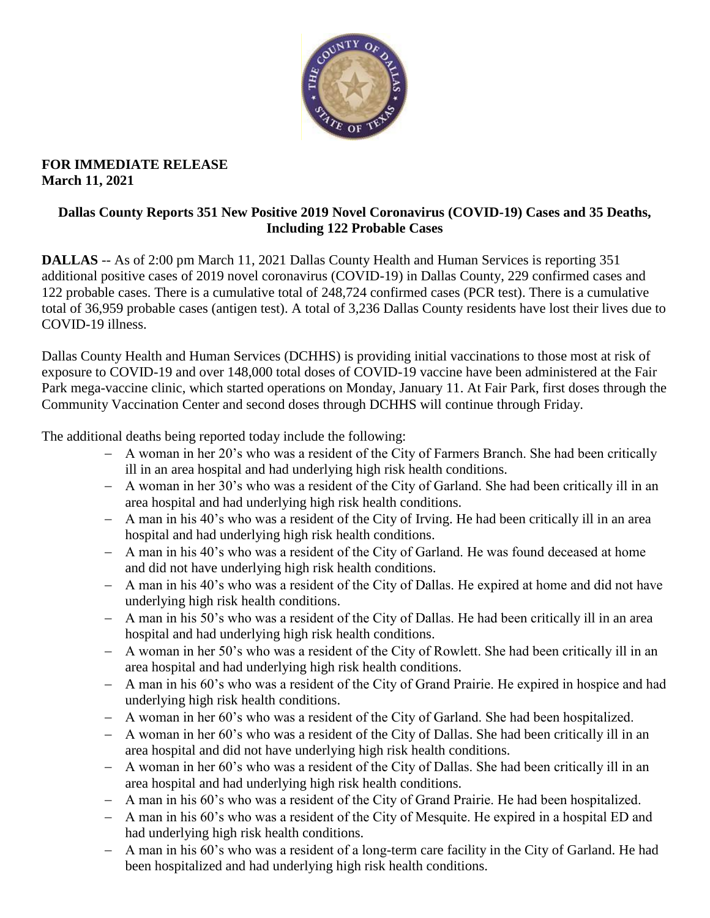**FOR IMMEDIATE RELEASE**
**March 11, 2021**

## Dallas County Reports 351 New Positive 2019 Novel Coronavirus (COVID-19) Cases and 35 Deaths, Including 122 Probable Cases

**DALLAS** -- As of 2:00 pm March 11, 2021 Dallas County Health and Human Services is reporting 351 additional positive cases of 2019 novel coronavirus (COVID-19) in Dallas County, 229 confirmed cases and 122 probable cases. There is a cumulative total of 248,724 confirmed cases (PCR test). There is a cumulative total of 36,959 probable cases (antigen test). A total of 3,236 Dallas County residents have lost their lives due to COVID-19 illness.

Dallas County Health and Human Services (DCHHS) is providing initial vaccinations to those most at risk of exposure to COVID-19 and over 148,000 total doses of COVID-19 vaccine have been administered at the Fair Park mega-vaccine clinic, which started operations on Monday, January 11. At Fair Park, first doses through the Community Vaccination Center and second doses through DCHHS will continue through Friday.

The additional deaths being reported today include the following:

- A woman in her 20's who was a resident of the City of Farmers Branch. She had been critically ill in an area hospital and had underlying high risk health conditions.
- A woman in her 30's who was a resident of the City of Garland. She had been critically ill in an area hospital and had underlying high risk health conditions.
- A man in his 40's who was a resident of the City of Irving. He had been critically ill in an area hospital and had underlying high risk health conditions.
- A man in his 40's who was a resident of the City of Garland. He was found deceased at home and did not have underlying high risk health conditions.
- A man in his 40's who was a resident of the City of Dallas. He expired at home and did not have underlying high risk health conditions.
- A man in his 50's who was a resident of the City of Dallas. He had been critically ill in an area hospital and had underlying high risk health conditions.
- A woman in her 50's who was a resident of the City of Rowlett. She had been critically ill in an area hospital and had underlying high risk health conditions.
- A man in his 60's who was a resident of the City of Grand Prairie. He expired in hospice and had underlying high risk health conditions.
- A woman in her 60's who was a resident of the City of Garland. She had been hospitalized.
- A woman in her 60's who was a resident of the City of Dallas. She had been critically ill in an area hospital and did not have underlying high risk health conditions.
- A woman in her 60's who was a resident of the City of Dallas. She had been critically ill in an area hospital and had underlying high risk health conditions.
- A man in his 60's who was a resident of the City of Grand Prairie. He had been hospitalized.
- A man in his 60's who was a resident of the City of Mesquite. He expired in a hospital ED and had underlying high risk health conditions.
- A man in his 60's who was a resident of a long-term care facility in the City of Garland. He had been hospitalized and had underlying high risk health conditions.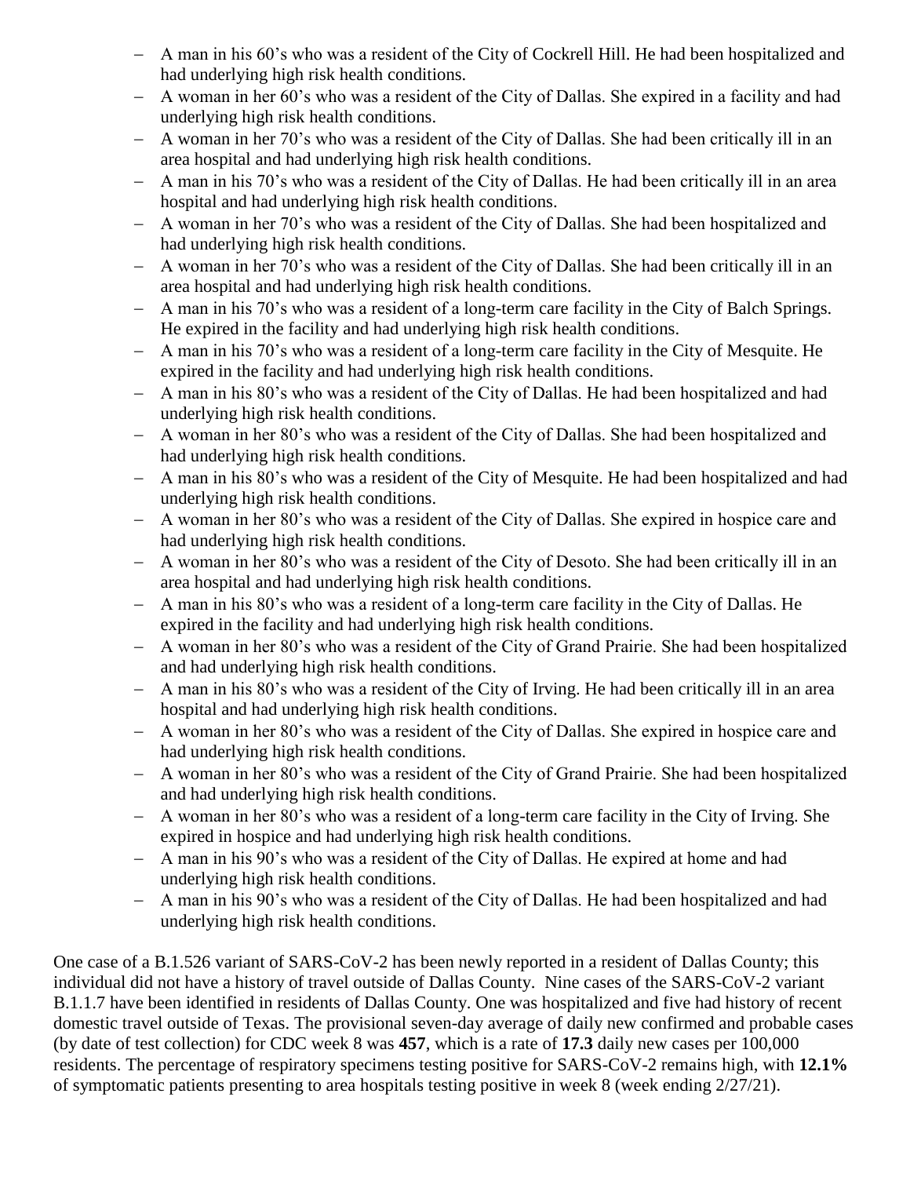- A man in his 60's who was a resident of the City of Cockrell Hill. He had been hospitalized and had underlying high risk health conditions.
- A woman in her 60's who was a resident of the City of Dallas. She expired in a facility and had underlying high risk health conditions.
- A woman in her 70's who was a resident of the City of Dallas. She had been critically ill in an area hospital and had underlying high risk health conditions.
- A man in his 70's who was a resident of the City of Dallas. He had been critically ill in an area hospital and had underlying high risk health conditions.
- A woman in her 70's who was a resident of the City of Dallas. She had been hospitalized and had underlying high risk health conditions.
- A woman in her 70's who was a resident of the City of Dallas. She had been critically ill in an area hospital and had underlying high risk health conditions.
- A man in his 70's who was a resident of a long-term care facility in the City of Balch Springs. He expired in the facility and had underlying high risk health conditions.
- A man in his 70's who was a resident of a long-term care facility in the City of Mesquite. He expired in the facility and had underlying high risk health conditions.
- A man in his 80's who was a resident of the City of Dallas. He had been hospitalized and had underlying high risk health conditions.
- A woman in her 80's who was a resident of the City of Dallas. She had been hospitalized and had underlying high risk health conditions.
- A man in his 80's who was a resident of the City of Mesquite. He had been hospitalized and had underlying high risk health conditions.
- A woman in her 80's who was a resident of the City of Dallas. She expired in hospice care and had underlying high risk health conditions.
- A woman in her 80's who was a resident of the City of Desoto. She had been critically ill in an area hospital and had underlying high risk health conditions.
- A man in his 80's who was a resident of a long-term care facility in the City of Dallas. He expired in the facility and had underlying high risk health conditions.
- A woman in her 80's who was a resident of the City of Grand Prairie. She had been hospitalized and had underlying high risk health conditions.
- A man in his 80's who was a resident of the City of Irving. He had been critically ill in an area hospital and had underlying high risk health conditions.
- A woman in her 80's who was a resident of the City of Dallas. She expired in hospice care and had underlying high risk health conditions.
- A woman in her 80's who was a resident of the City of Grand Prairie. She had been hospitalized and had underlying high risk health conditions.
- A woman in her 80's who was a resident of a long-term care facility in the City of Irving. She expired in hospice and had underlying high risk health conditions.
- A man in his 90's who was a resident of the City of Dallas. He expired at home and had underlying high risk health conditions.
- A man in his 90's who was a resident of the City of Dallas. He had been hospitalized and had underlying high risk health conditions.

One case of a B.1.526 variant of SARS-CoV-2 has been newly reported in a resident of Dallas County; this individual did not have a history of travel outside of Dallas County. Nine cases of the SARS-CoV-2 variant B.1.1.7 have been identified in residents of Dallas County. One was hospitalized and five had history of recent domestic travel outside of Texas. The provisional seven-day average of daily new confirmed and probable cases (by date of test collection) for CDC week 8 was **457**, which is a rate of **17.3** daily new cases per 100,000 residents. The percentage of respiratory specimens testing positive for SARS-CoV-2 remains high, with **12.1%** of symptomatic patients presenting to area hospitals testing positive in week 8 (week ending 2/27/21).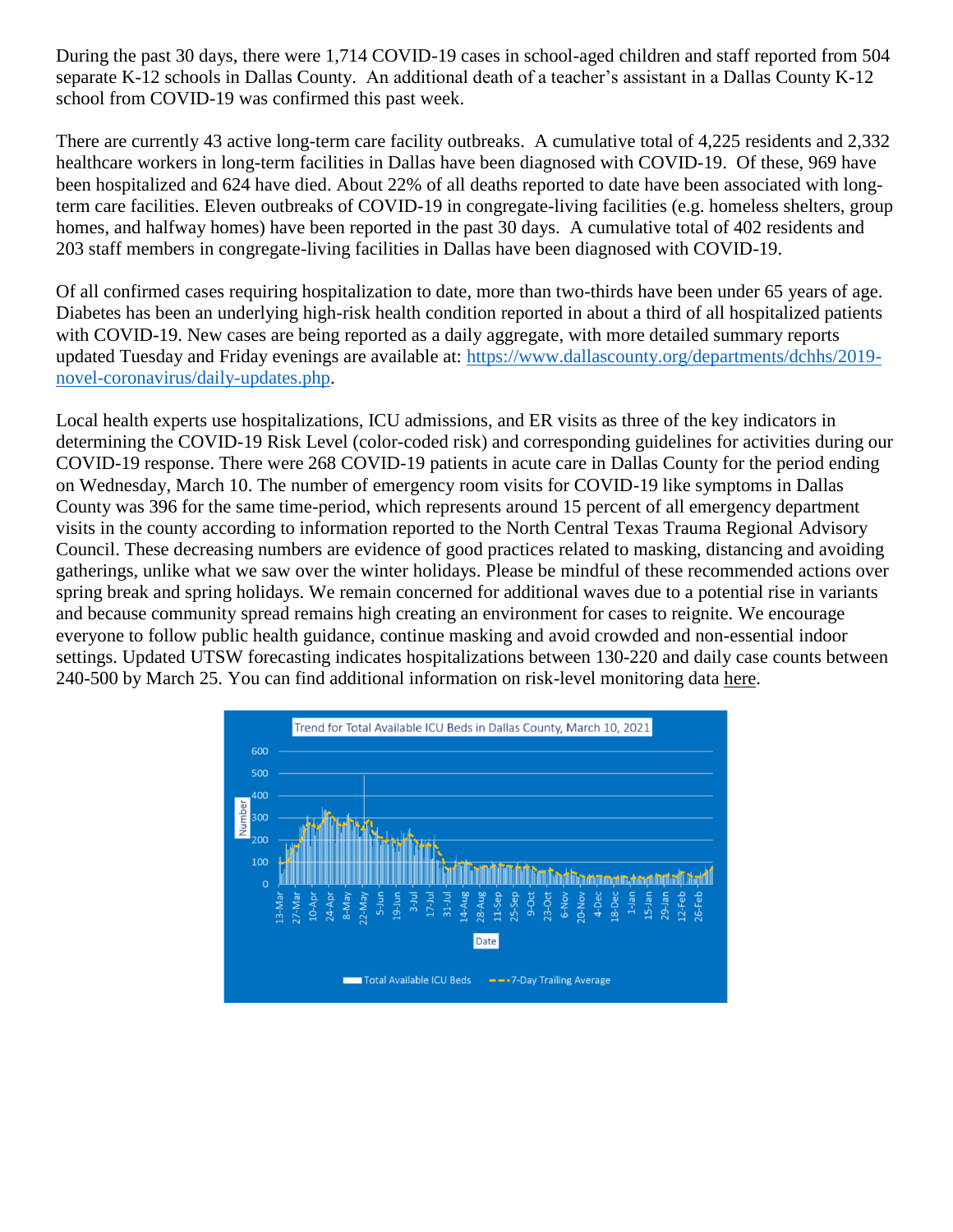During the past 30 days, there were 1,714 COVID-19 cases in school-aged children and staff reported from 504 separate K-12 schools in Dallas County. An additional death of a teacher's assistant in a Dallas County K-12 school from COVID-19 was confirmed this past week.

There are currently 43 active long-term care facility outbreaks. A cumulative total of 4,225 residents and 2,332 healthcare workers in long-term facilities in Dallas have been diagnosed with COVID-19. Of these, 969 have been hospitalized and 624 have died. About 22% of all deaths reported to date have been associated with long-term care facilities. Eleven outbreaks of COVID-19 in congregate-living facilities (e.g. homeless shelters, group homes, and halfway homes) have been reported in the past 30 days. A cumulative total of 402 residents and 203 staff members in congregate-living facilities in Dallas have been diagnosed with COVID-19.

Of all confirmed cases requiring hospitalization to date, more than two-thirds have been under 65 years of age. Diabetes has been an underlying high-risk health condition reported in about a third of all hospitalized patients with COVID-19. New cases are being reported as a daily aggregate, with more detailed summary reports updated Tuesday and Friday evenings are available at: [https://www.dallascounty.org/departments/dchhs/2019-novel-coronavirus/daily-updates.php](https://www.dallascounty.org/departments/dchhs/2019-novel-coronavirus/daily-updates.php).

Local health experts use hospitalizations, ICU admissions, and ER visits as three of the key indicators in determining the COVID-19 Risk Level (color-coded risk) and corresponding guidelines for activities during our COVID-19 response. There were 268 COVID-19 patients in acute care in Dallas County for the period ending on Wednesday, March 10. The number of emergency room visits for COVID-19 like symptoms in Dallas County was 396 for the same time-period, which represents around 15 percent of all emergency department visits in the county according to information reported to the North Central Texas Trauma Regional Advisory Council. These decreasing numbers are evidence of good practices related to masking, distancing and avoiding gatherings, unlike what we saw over the winter holidays. Please be mindful of these recommended actions over spring break and spring holidays. We remain concerned for additional waves due to a potential rise in variants and because community spread remains high creating an environment for cases to reignite. We encourage everyone to follow public health guidance, continue masking and avoid crowded and non-essential indoor settings. Updated UTSW forecasting indicates hospitalizations between 130-220 and daily case counts between 240-500 by March 25. You can find additional information on risk-level monitoring data here.

Trend for Total Available ICU Beds in Dallas County, March 10, 2021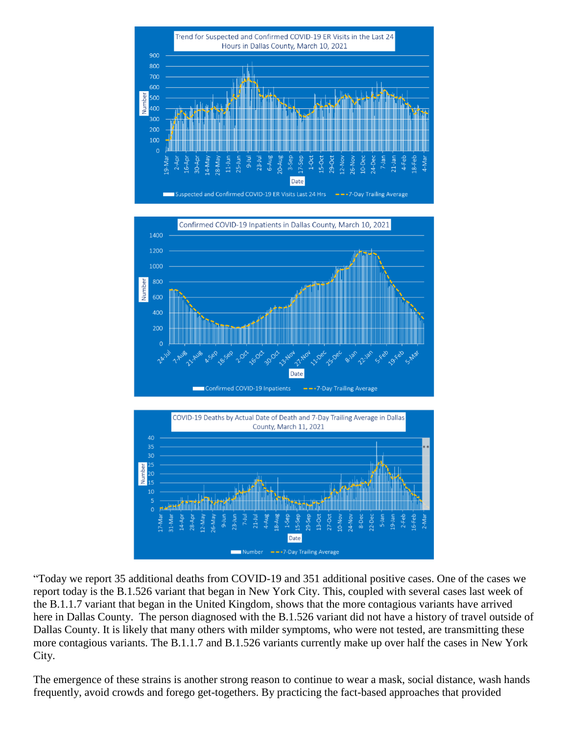Trend for Suspected and Confirmed COVID-19 ER Visits in the Last 24 Hours in Dallas County, March 10, 2021

Confirmed COVID-19 Inpatients in Dallas County, March 10, 2021

COVID-19 Deaths by Actual Date of Death and 7-Day Trailing Average in Dallas County, March 11, 2021

"Today we report 35 additional deaths from COVID-19 and 351 additional positive cases. One of the cases we report today is the B.1.526 variant that began in New York City. This, coupled with several cases last week of the B.1.1.7 variant that began in the United Kingdom, shows that the more contagious variants have arrived here in Dallas County. The person diagnosed with the B.1.526 variant did not have a history of travel outside of Dallas County. It is likely that many others with milder symptoms, who were not tested, are transmitting these more contagious variants. The B.1.1.7 and B.1.526 variants currently make up over half the cases in New York City.

The emergence of these strains is another strong reason to continue to wear a mask, social distance, wash hands frequently, avoid crowds and forego get-togethers. By practicing the fact-based approaches that provided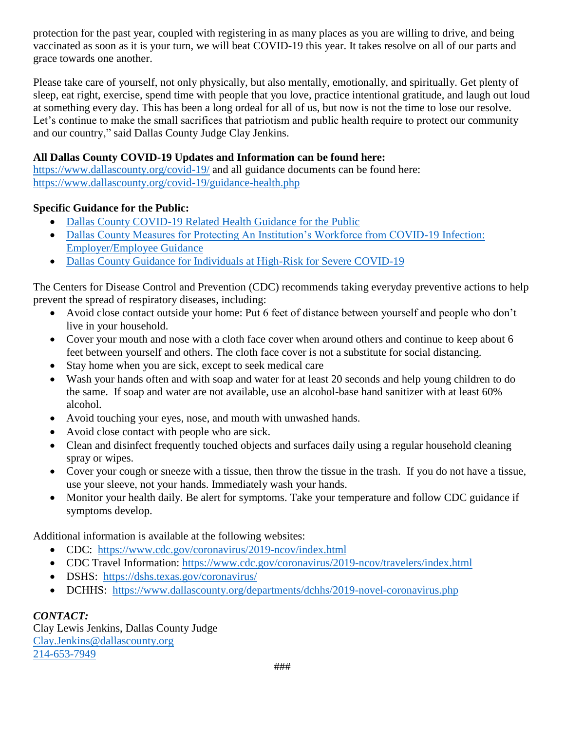protection for the past year, coupled with registering in as many places as you are willing to drive, and being vaccinated as soon as it is your turn, we will beat COVID-19 this year. It takes resolve on all of our parts and grace towards one another.

Please take care of yourself, not only physically, but also mentally, emotionally, and spiritually. Get plenty of sleep, eat right, exercise, spend time with people that you love, practice intentional gratitude, and laugh out loud at something every day. This has been a long ordeal for all of us, but now is not the time to lose our resolve. Let's continue to make the small sacrifices that patriotism and public health require to protect our community and our country," said Dallas County Judge Clay Jenkins.

**All Dallas County COVID-19 Updates and Information can be found here:**
https://www.dallascounty.org/covid-19/ and all guidance documents can be found here:
https://www.dallascounty.org/covid-19/guidance-health.php

**Specific Guidance for the Public:**

- Dallas County COVID-19 Related Health Guidance for the Public
- Dallas County Measures for Protecting An Institution's Workforce from COVID-19 Infection: Employer/Employee Guidance
- Dallas County Guidance for Individuals at High-Risk for Severe COVID-19

The Centers for Disease Control and Prevention (CDC) recommends taking everyday preventive actions to help prevent the spread of respiratory diseases, including:

- Avoid close contact outside your home: Put 6 feet of distance between yourself and people who don't live in your household.
- Cover your mouth and nose with a cloth face cover when around others and continue to keep about 6 feet between yourself and others. The cloth face cover is not a substitute for social distancing.
- Stay home when you are sick, except to seek medical care
- Wash your hands often and with soap and water for at least 20 seconds and help young children to do the same. If soap and water are not available, use an alcohol-base hand sanitizer with at least 60% alcohol.
- Avoid touching your eyes, nose, and mouth with unwashed hands.
- Avoid close contact with people who are sick.
- Clean and disinfect frequently touched objects and surfaces daily using a regular household cleaning spray or wipes.
- Cover your cough or sneeze with a tissue, then throw the tissue in the trash. If you do not have a tissue, use your sleeve, not your hands. Immediately wash your hands.
- Monitor your health daily. Be alert for symptoms. Take your temperature and follow CDC guidance if symptoms develop.

Additional information is available at the following websites:

- CDC: https://www.cdc.gov/coronavirus/2019-ncov/index.html
- CDC Travel Information: https://www.cdc.gov/coronavirus/2019-ncov/travelers/index.html
- DSHS: https://dshs.texas.gov/coronavirus/
- DCHHS: https://www.dallascounty.org/departments/dchhs/2019-novel-coronavirus.php

***CONTACT:***
Clay Lewis Jenkins, Dallas County Judge
Clay.Jenkins@dallascounty.org
214-653-7949

###